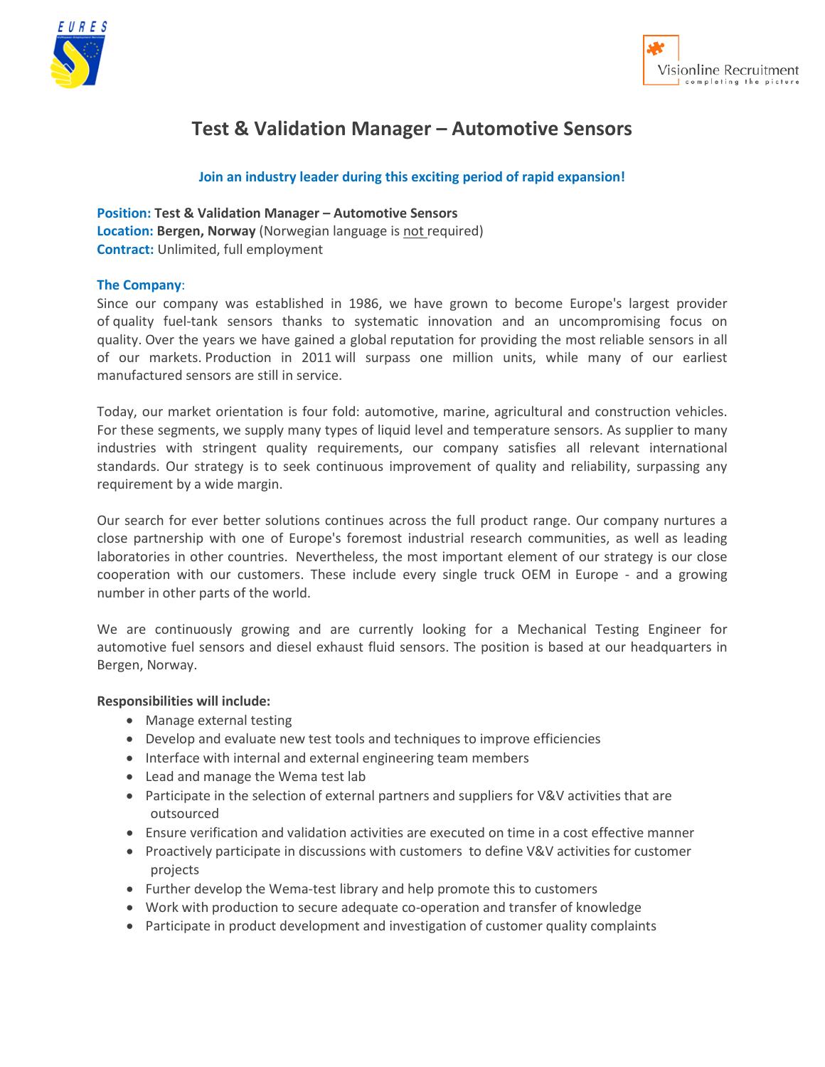# Test & Validation Manager – Automotive Sensors

**Join an industry leader during this exciting period of rapid expansion!**

**Position:** **Test & Validation Manager – Automotive Sensors**
**Location:** **Bergen, Norway** (Norwegian language is not required)
**Contract:** Unlimited, full employment

**The Company**:

Since our company was established in 1986, we have grown to become Europe's largest provider of quality fuel-tank sensors thanks to systematic innovation and an uncompromising focus on quality. Over the years we have gained a global reputation for providing the most reliable sensors in all of our markets. Production in 2011 will surpass one million units, while many of our earliest manufactured sensors are still in service.

Today, our market orientation is four fold: automotive, marine, agricultural and construction vehicles. For these segments, we supply many types of liquid level and temperature sensors. As supplier to many industries with stringent quality requirements, our company satisfies all relevant international standards. Our strategy is to seek continuous improvement of quality and reliability, surpassing any requirement by a wide margin.

Our search for ever better solutions continues across the full product range. Our company nurtures a close partnership with one of Europe's foremost industrial research communities, as well as leading laboratories in other countries. Nevertheless, the most important element of our strategy is our close cooperation with our customers. These include every single truck OEM in Europe - and a growing number in other parts of the world.

We are continuously growing and are currently looking for a Mechanical Testing Engineer for automotive fuel sensors and diesel exhaust fluid sensors. The position is based at our headquarters in Bergen, Norway.

**Responsibilities will include:**

- Manage external testing
- Develop and evaluate new test tools and techniques to improve efficiencies
- Interface with internal and external engineering team members
- Lead and manage the Wema test lab
- Participate in the selection of external partners and suppliers for V&V activities that are outsourced
- Ensure verification and validation activities are executed on time in a cost effective manner
- Proactively participate in discussions with customers to define V&V activities for customer projects
- Further develop the Wema-test library and help promote this to customers
- Work with production to secure adequate co-operation and transfer of knowledge
- Participate in product development and investigation of customer quality complaints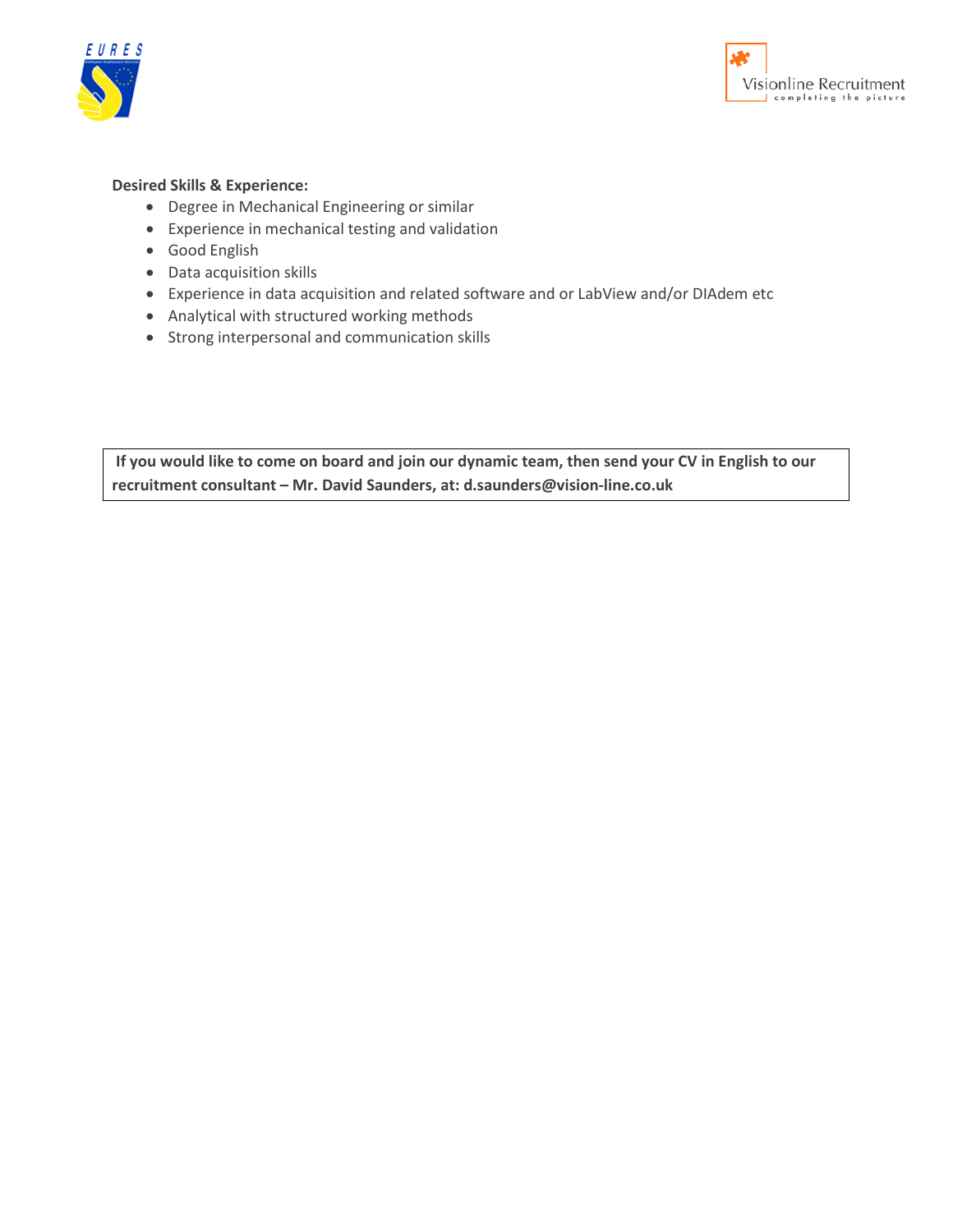**Desired Skills & Experience:**

- Degree in Mechanical Engineering or similar
- Experience in mechanical testing and validation
- Good English
- Data acquisition skills
- Experience in data acquisition and related software and or LabView and/or DIAdem etc
- Analytical with structured working methods
- Strong interpersonal and communication skills

**If you would like to come on board and join our dynamic team, then send your CV in English to our recruitment consultant – Mr. David Saunders, at: d.saunders@vision-line.co.uk**